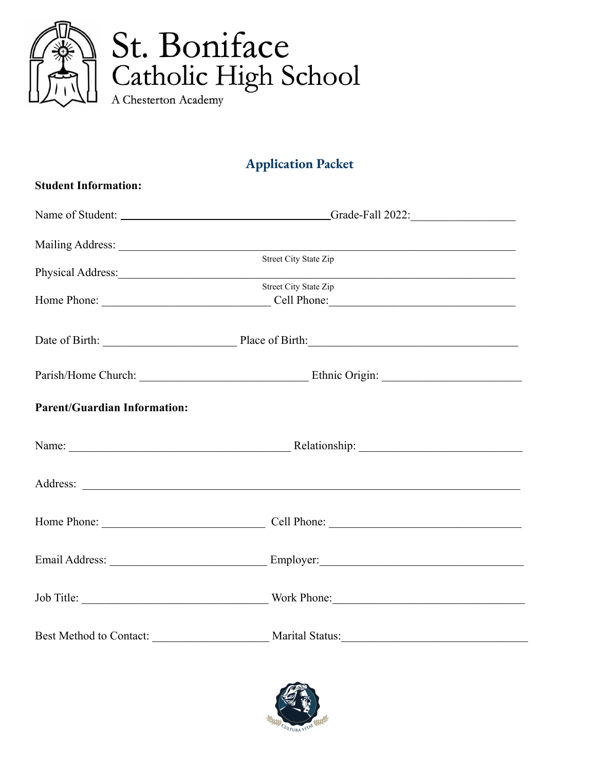# St. Boniface Catholic High School

A Chesterton Academy

## Application Packet

**Student Information:**

Name of Student: ______________________________ Grade-Fall 2022: ______________

Mailing Address: __________________________________________________________
Street City State Zip

Physical Address: __________________________________________________________
Street City State Zip

Home Phone: ________________________ Cell Phone: ________________________

Date of Birth: ____________________ Place of Birth: ____________________________

Parish/Home Church: ______________________ Ethnic Origin: ____________________

**Parent/Guardian Information:**

Name: ________________________________ Relationship: ______________________

Address: ___________________________________________________________________

Home Phone: ________________________ Cell Phone: ____________________________

Email Address: ______________________ Employer: ______________________________

Job Title: ___________________________ Work Phone: ____________________________

Best Method to Contact: _________________ Marital Status: ______________________

Cultura Vitae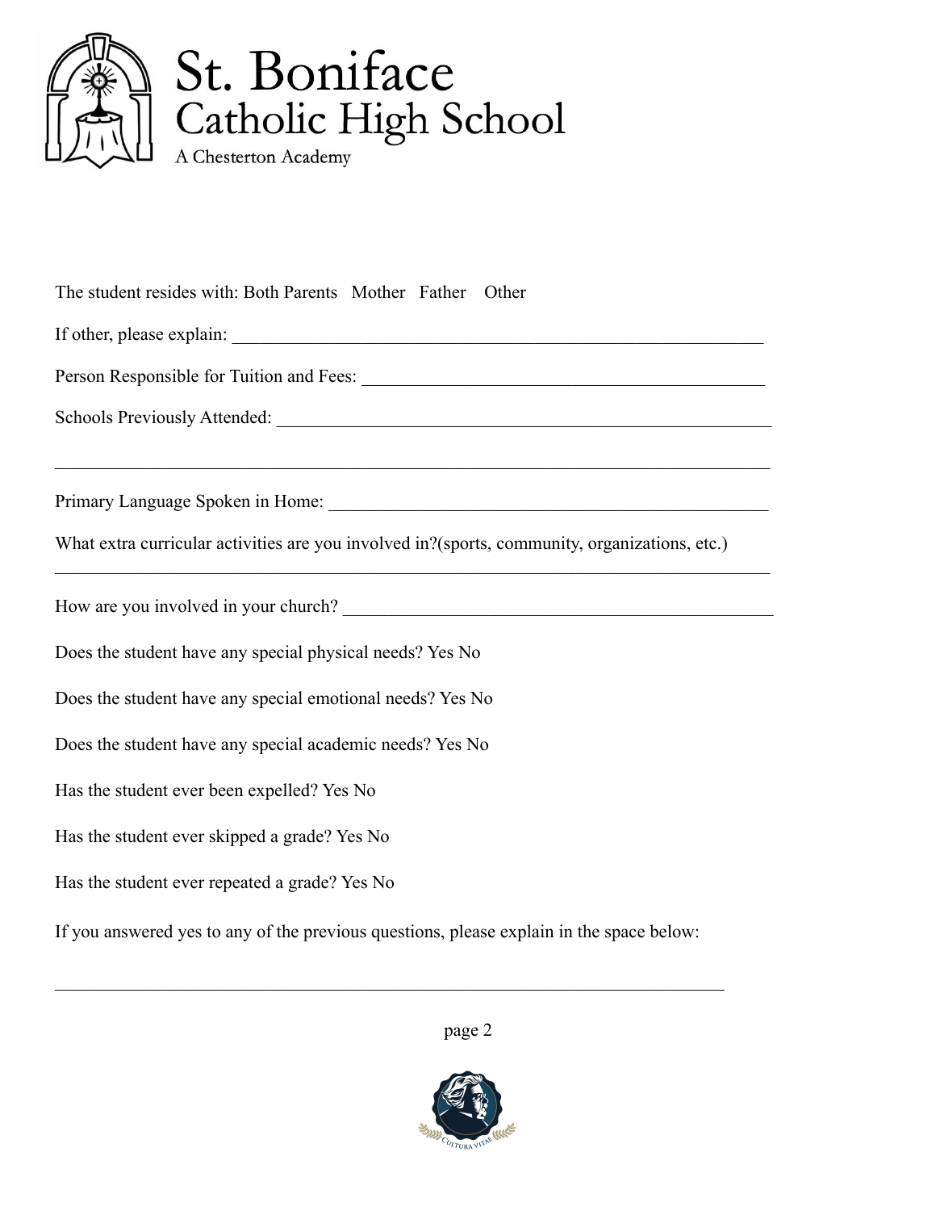# St. Boniface Catholic High School

A Chesterton Academy

The student resides with: Both Parents   Mother   Father   Other

If other, please explain: ____________________________________________________________

Person Responsible for Tuition and Fees: ______________________________________________

Schools Previously Attended: ________________________________________________________

_________________________________________________________________________________

Primary Language Spoken in Home: __________________________________________________

What extra curricular activities are you involved in?(sports, community, organizations, etc.)

_________________________________________________________________________________

How are you involved in your church? _________________________________________________

Does the student have any special physical needs? Yes No

Does the student have any special emotional needs? Yes No

Does the student have any special academic needs? Yes No

Has the student ever been expelled? Yes No

Has the student ever skipped a grade? Yes No

Has the student ever repeated a grade? Yes No

If you answered yes to any of the previous questions, please explain in the space below:

_____________________________________________________________________________

Cultura Vitae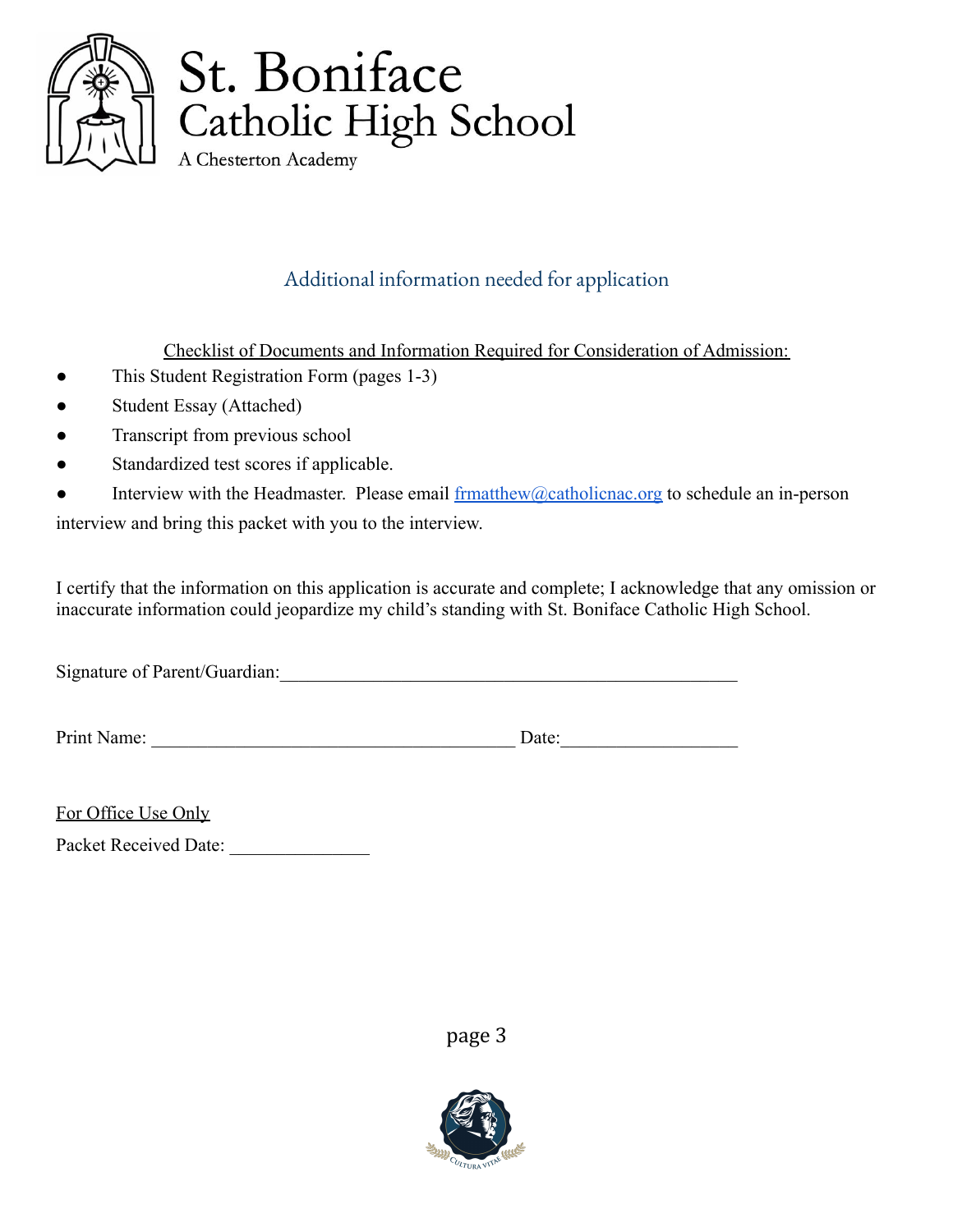# St. Boniface Catholic High School

A Chesterton Academy

## Additional information needed for application

<u>Checklist of Documents and Information Required for Consideration of Admission:</u>

- This Student Registration Form (pages 1-3)
- Student Essay (Attached)
- Transcript from previous school
- Standardized test scores if applicable.
- Interview with the Headmaster. Please email frmatthew@catholicnac.org to schedule an in-person interview and bring this packet with you to the interview.

I certify that the information on this application is accurate and complete; I acknowledge that any omission or inaccurate information could jeopardize my child's standing with St. Boniface Catholic High School.

Signature of Parent/Guardian:___________________________________________________

Print Name: ________________________________________ Date:___________________

<u>For Office Use Only</u>

Packet Received Date: _______________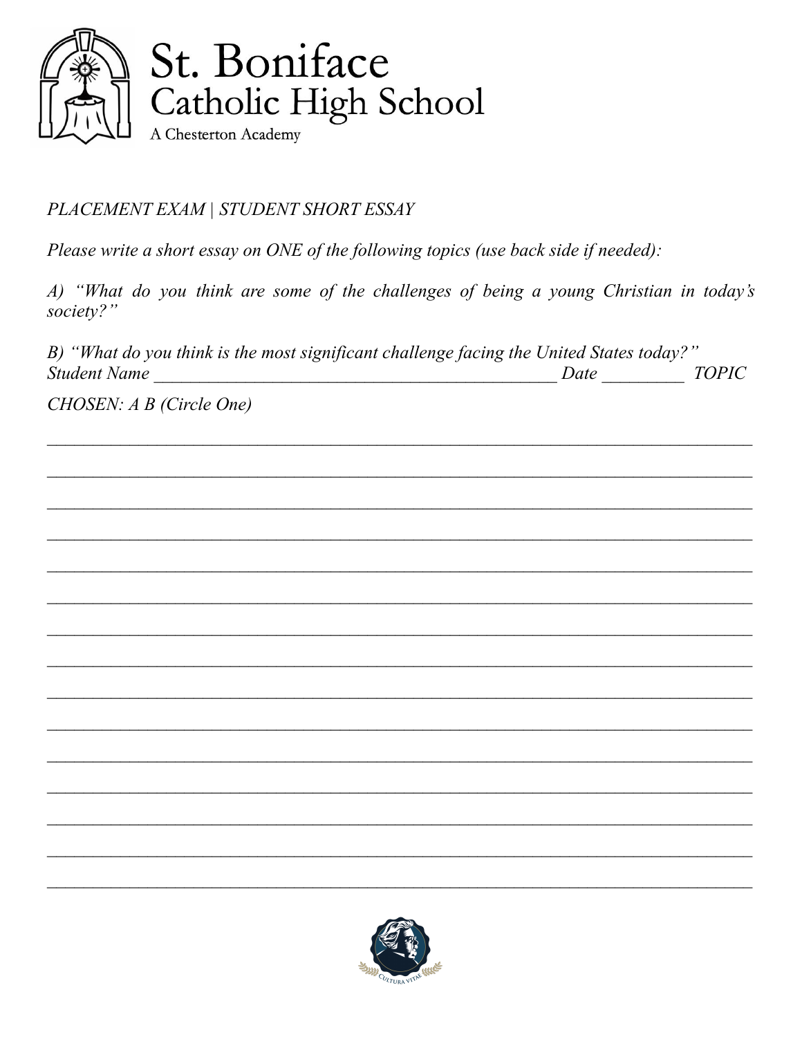# St. Boniface Catholic High School

A Chesterton Academy

*PLACEMENT EXAM | STUDENT SHORT ESSAY*

*Please write a short essay on ONE of the following topics (use back side if needed):*

*A) "What do you think are some of the challenges of being a young Christian in today's society?"*

*B) "What do you think is the most significant challenge facing the United States today?"*

*Student Name* ______________________________________________ *Date* _________ *TOPIC CHOSEN: A B (Circle One)*

_______________________________________________________________________________

_______________________________________________________________________________

_______________________________________________________________________________

_______________________________________________________________________________

_______________________________________________________________________________

_______________________________________________________________________________

_______________________________________________________________________________

_______________________________________________________________________________

_______________________________________________________________________________

_______________________________________________________________________________

_______________________________________________________________________________

_______________________________________________________________________________

_______________________________________________________________________________

_______________________________________________________________________________

_______________________________________________________________________________

CULTURA VITAE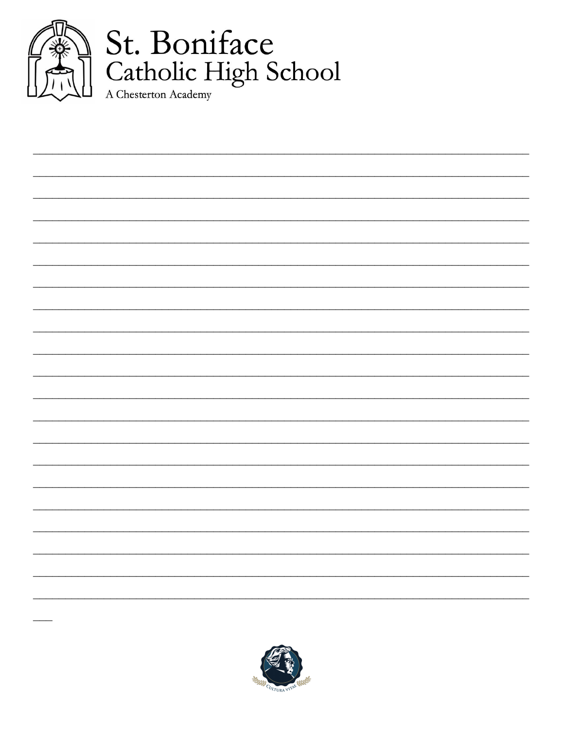# St. Boniface
## Catholic High School
A Chesterton Academy

______________________________________________________________________________

______________________________________________________________________________

______________________________________________________________________________

______________________________________________________________________________

______________________________________________________________________________

______________________________________________________________________________

______________________________________________________________________________

______________________________________________________________________________

______________________________________________________________________________

______________________________________________________________________________

______________________________________________________________________________

______________________________________________________________________________

______________________________________________________________________________

______________________________________________________________________________

______________________________________________________________________________

______________________________________________________________________________

______________________________________________________________________________

______________________________________________________________________________

______________________________________________________________________________

______________________________________________________________________________

______________________________________________________________________________

___

Cultura Vitae